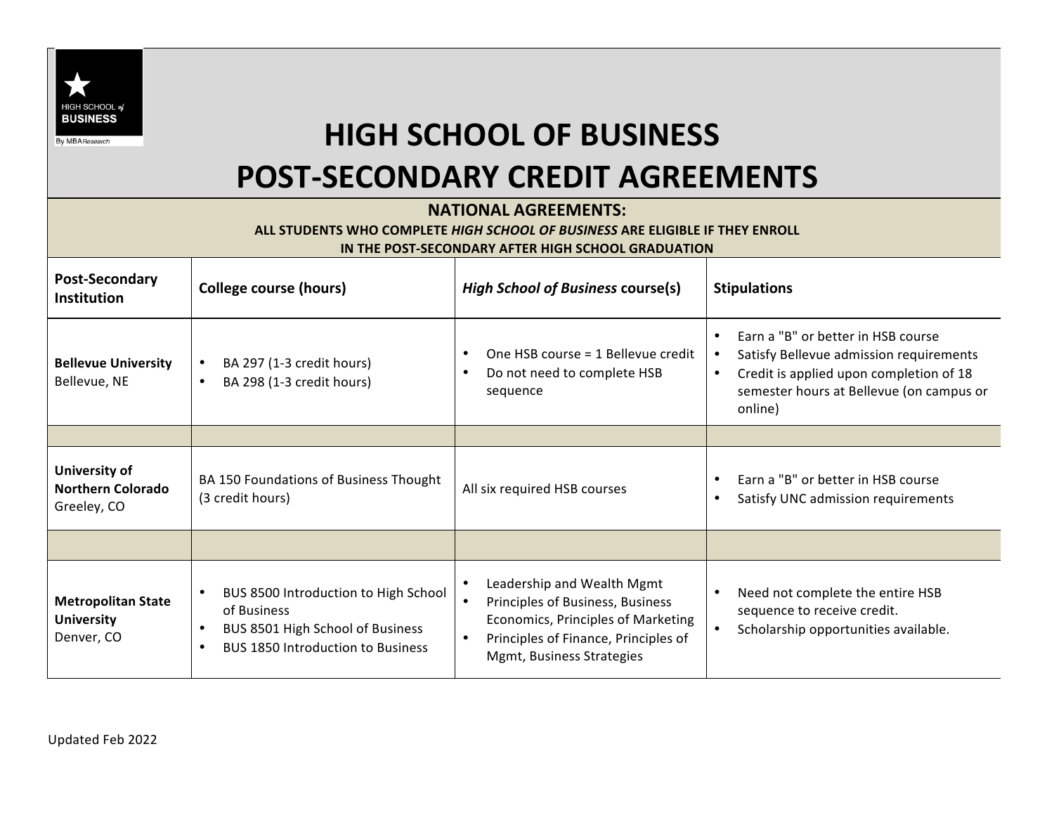# HIGH SCHOOL OF BUSINESS POST-SECONDARY CREDIT AGREEMENTS

## NATIONAL AGREEMENTS:

**ALL STUDENTS WHO COMPLETE *HIGH SCHOOL OF BUSINESS* ARE ELIGIBLE IF THEY ENROLL IN THE POST-SECONDARY AFTER HIGH SCHOOL GRADUATION**

| Post-Secondary Institution | College course (hours) | *High School of Business* course(s) | Stipulations |
|---|---|---|---|
| **Bellevue University** Bellevue, NE | • BA 297 (1-3 credit hours)<br>• BA 298 (1-3 credit hours) | • One HSB course = 1 Bellevue credit<br>• Do not need to complete HSB sequence | • Earn a "B" or better in HSB course<br>• Satisfy Bellevue admission requirements<br>• Credit is applied upon completion of 18 semester hours at Bellevue (on campus or online) |
| | | | |
| **University of Northern Colorado** Greeley, CO | BA 150 Foundations of Business Thought (3 credit hours) | All six required HSB courses | • Earn a "B" or better in HSB course<br>• Satisfy UNC admission requirements |
| | | | |
| **Metropolitan State University** Denver, CO | • BUS 8500 Introduction to High School of Business<br>• BUS 8501 High School of Business<br>• BUS 1850 Introduction to Business | • Leadership and Wealth Mgmt<br>• Principles of Business, Business Economics, Principles of Marketing<br>• Principles of Finance, Principles of Mgmt, Business Strategies | • Need not complete the entire HSB sequence to receive credit.<br>• Scholarship opportunities available. |

Updated Feb 2022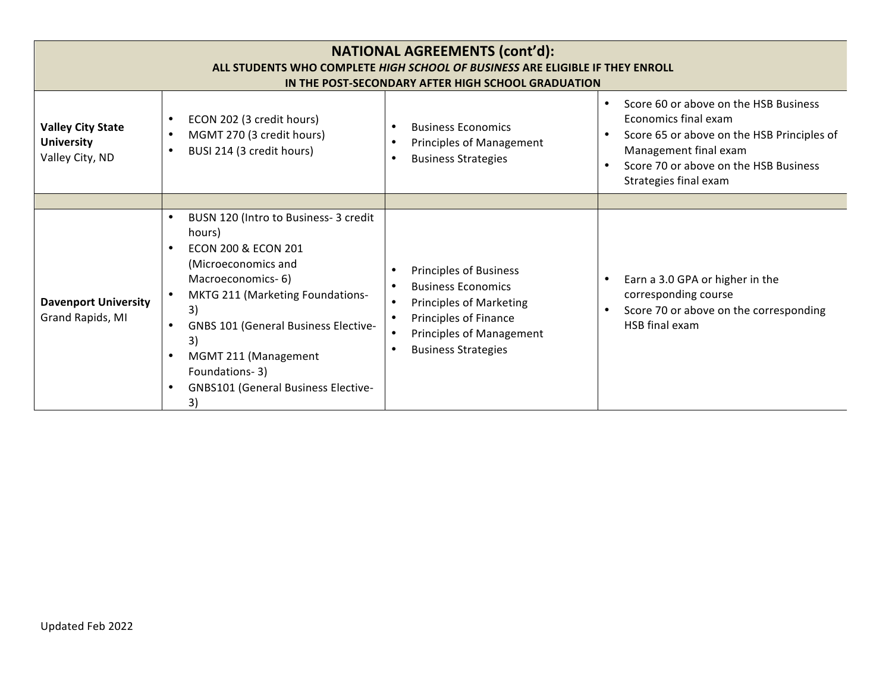## NATIONAL AGREEMENTS (cont'd):

**ALL STUDENTS WHO COMPLETE *HIGH SCHOOL OF BUSINESS* ARE ELIGIBLE IF THEY ENROLL IN THE POST-SECONDARY AFTER HIGH SCHOOL GRADUATION**

| | | | |
|---|---|---|---|
| **Valley City State University**<br>Valley City, ND | • ECON 202 (3 credit hours)<br>• MGMT 270 (3 credit hours)<br>• BUSI 214 (3 credit hours) | • Business Economics<br>• Principles of Management<br>• Business Strategies | • Score 60 or above on the HSB Business Economics final exam<br>• Score 65 or above on the HSB Principles of Management final exam<br>• Score 70 or above on the HSB Business Strategies final exam |
| | | | |
| **Davenport University**<br>Grand Rapids, MI | • BUSN 120 (Intro to Business- 3 credit hours)<br>• ECON 200 & ECON 201 (Microeconomics and Macroeconomics- 6)<br>• MKTG 211 (Marketing Foundations- 3)<br>• GNBS 101 (General Business Elective- 3)<br>• MGMT 211 (Management Foundations- 3)<br>• GNBS101 (General Business Elective- 3) | • Principles of Business<br>• Business Economics<br>• Principles of Marketing<br>• Principles of Finance<br>• Principles of Management<br>• Business Strategies | • Earn a 3.0 GPA or higher in the corresponding course<br>• Score 70 or above on the corresponding HSB final exam |

Updated Feb 2022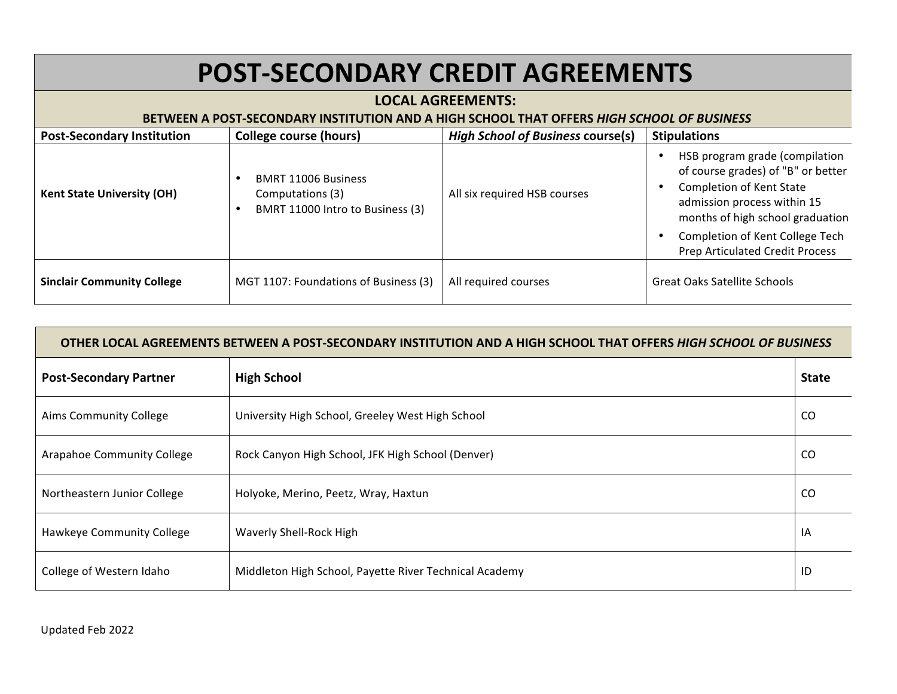# POST-SECONDARY CREDIT AGREEMENTS

## LOCAL AGREEMENTS:

### BETWEEN A POST-SECONDARY INSTITUTION AND A HIGH SCHOOL THAT OFFERS *HIGH SCHOOL OF BUSINESS*

| Post-Secondary Institution | College course (hours) | *High School of Business* course(s) | Stipulations |
|---|---|---|---|
| **Kent State University (OH)** | • BMRT 11006 Business Computations (3)<br>• BMRT 11000 Intro to Business (3) | All six required HSB courses | • HSB program grade (compilation of course grades) of "B" or better<br>• Completion of Kent State admission process within 15 months of high school graduation<br>• Completion of Kent College Tech Prep Articulated Credit Process |
| **Sinclair Community College** | MGT 1107: Foundations of Business (3) | All required courses | Great Oaks Satellite Schools |

### OTHER LOCAL AGREEMENTS BETWEEN A POST-SECONDARY INSTITUTION AND A HIGH SCHOOL THAT OFFERS *HIGH SCHOOL OF BUSINESS*

| Post-Secondary Partner | High School | State |
|---|---|---|
| Aims Community College | University High School, Greeley West High School | CO |
| Arapahoe Community College | Rock Canyon High School, JFK High School (Denver) | CO |
| Northeastern Junior College | Holyoke, Merino, Peetz, Wray, Haxtun | CO |
| Hawkeye Community College | Waverly Shell-Rock High | IA |
| College of Western Idaho | Middleton High School, Payette River Technical Academy | ID |

Updated Feb 2022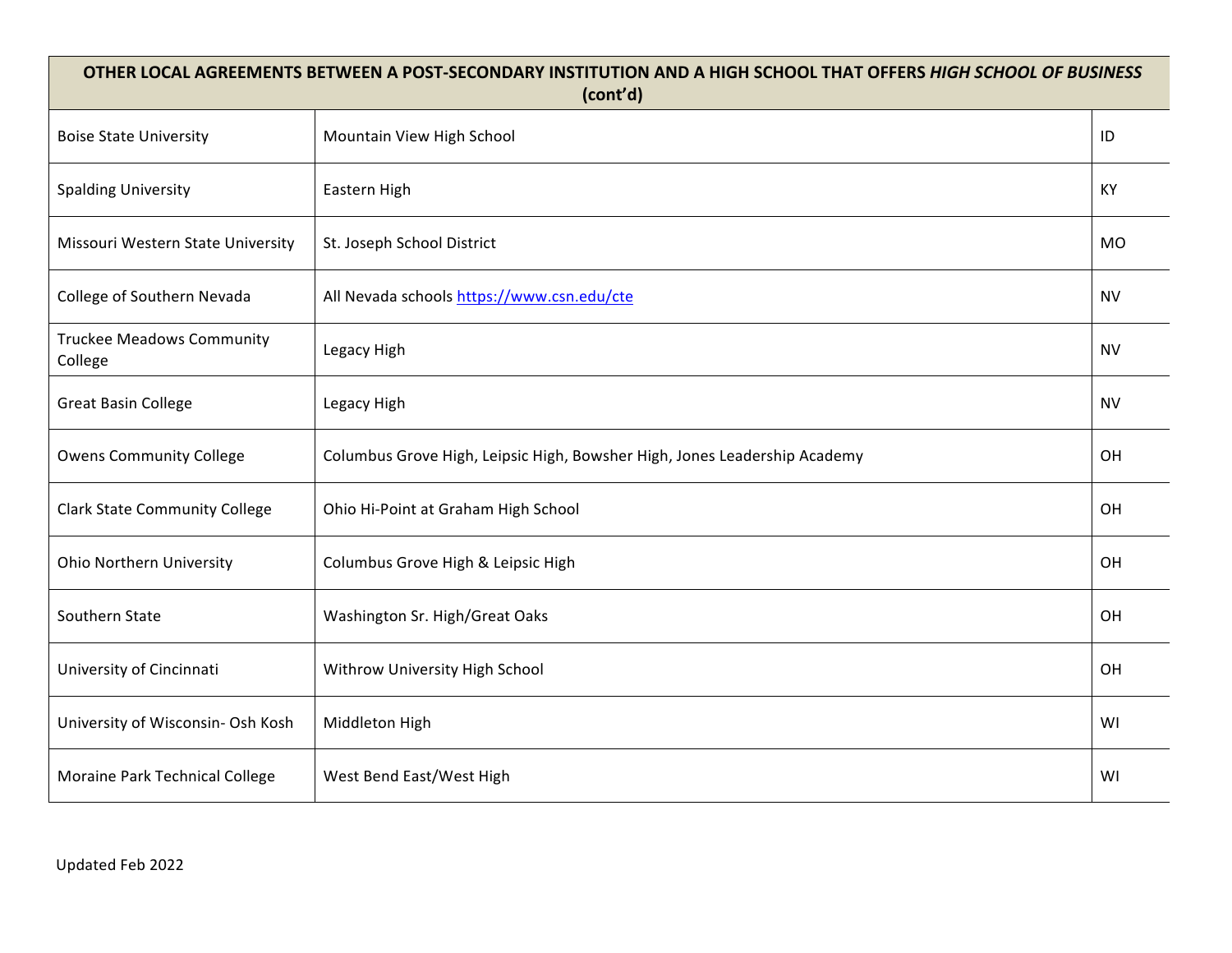| OTHER LOCAL AGREEMENTS BETWEEN A POST-SECONDARY INSTITUTION AND A HIGH SCHOOL THAT OFFERS *HIGH SCHOOL OF BUSINESS* (cont'd) | | |
|---|---|---|
| Boise State University | Mountain View High School | ID |
| Spalding University | Eastern High | KY |
| Missouri Western State University | St. Joseph School District | MO |
| College of Southern Nevada | All Nevada schools https://www.csn.edu/cte | NV |
| Truckee Meadows Community College | Legacy High | NV |
| Great Basin College | Legacy High | NV |
| Owens Community College | Columbus Grove High, Leipsic High, Bowsher High, Jones Leadership Academy | OH |
| Clark State Community College | Ohio Hi-Point at Graham High School | OH |
| Ohio Northern University | Columbus Grove High & Leipsic High | OH |
| Southern State | Washington Sr. High/Great Oaks | OH |
| University of Cincinnati | Withrow University High School | OH |
| University of Wisconsin- Osh Kosh | Middleton High | WI |
| Moraine Park Technical College | West Bend East/West High | WI |

Updated Feb 2022